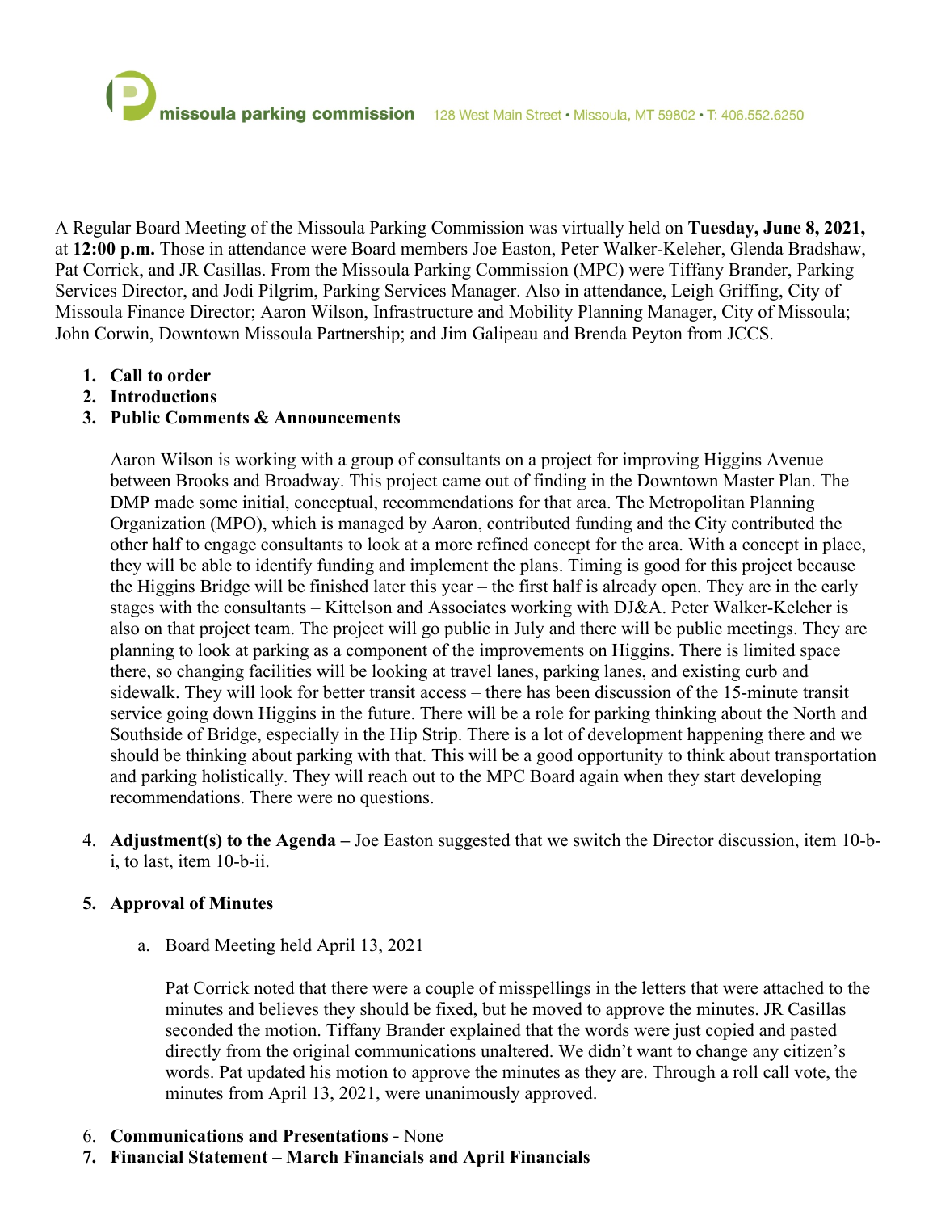missoula parking commission 128 West Main Street • Missoula, MT 59802 • T: 406.552.6250

A Regular Board Meeting of the Missoula Parking Commission was virtually held on **Tuesday, June 8, 2021,** at **12:00 p.m.** Those in attendance were Board members Joe Easton, Peter Walker-Keleher, Glenda Bradshaw, Pat Corrick, and JR Casillas. From the Missoula Parking Commission (MPC) were Tiffany Brander, Parking Services Director, and Jodi Pilgrim, Parking Services Manager. Also in attendance, Leigh Griffing, City of Missoula Finance Director; Aaron Wilson, Infrastructure and Mobility Planning Manager, City of Missoula; John Corwin, Downtown Missoula Partnership; and Jim Galipeau and Brenda Peyton from JCCS.

1. **Call to order**
2. **Introductions**
3. **Public Comments & Announcements**

   Aaron Wilson is working with a group of consultants on a project for improving Higgins Avenue between Brooks and Broadway. This project came out of finding in the Downtown Master Plan. The DMP made some initial, conceptual, recommendations for that area. The Metropolitan Planning Organization (MPO), which is managed by Aaron, contributed funding and the City contributed the other half to engage consultants to look at a more refined concept for the area. With a concept in place, they will be able to identify funding and implement the plans. Timing is good for this project because the Higgins Bridge will be finished later this year – the first half is already open. They are in the early stages with the consultants – Kittelson and Associates working with DJ&A. Peter Walker-Keleher is also on that project team. The project will go public in July and there will be public meetings. They are planning to look at parking as a component of the improvements on Higgins. There is limited space there, so changing facilities will be looking at travel lanes, parking lanes, and existing curb and sidewalk. They will look for better transit access – there has been discussion of the 15-minute transit service going down Higgins in the future. There will be a role for parking thinking about the North and Southside of Bridge, especially in the Hip Strip. There is a lot of development happening there and we should be thinking about parking with that. This will be a good opportunity to think about transportation and parking holistically. They will reach out to the MPC Board again when they start developing recommendations. There were no questions.

4. **Adjustment(s) to the Agenda –** Joe Easton suggested that we switch the Director discussion, item 10-b-i, to last, item 10-b-ii.

5. **Approval of Minutes**

   a. Board Meeting held April 13, 2021

      Pat Corrick noted that there were a couple of misspellings in the letters that were attached to the minutes and believes they should be fixed, but he moved to approve the minutes. JR Casillas seconded the motion. Tiffany Brander explained that the words were just copied and pasted directly from the original communications unaltered. We didn't want to change any citizen's words. Pat updated his motion to approve the minutes as they are. Through a roll call vote, the minutes from April 13, 2021, were unanimously approved.

6. **Communications and Presentations -** None
7. **Financial Statement – March Financials and April Financials**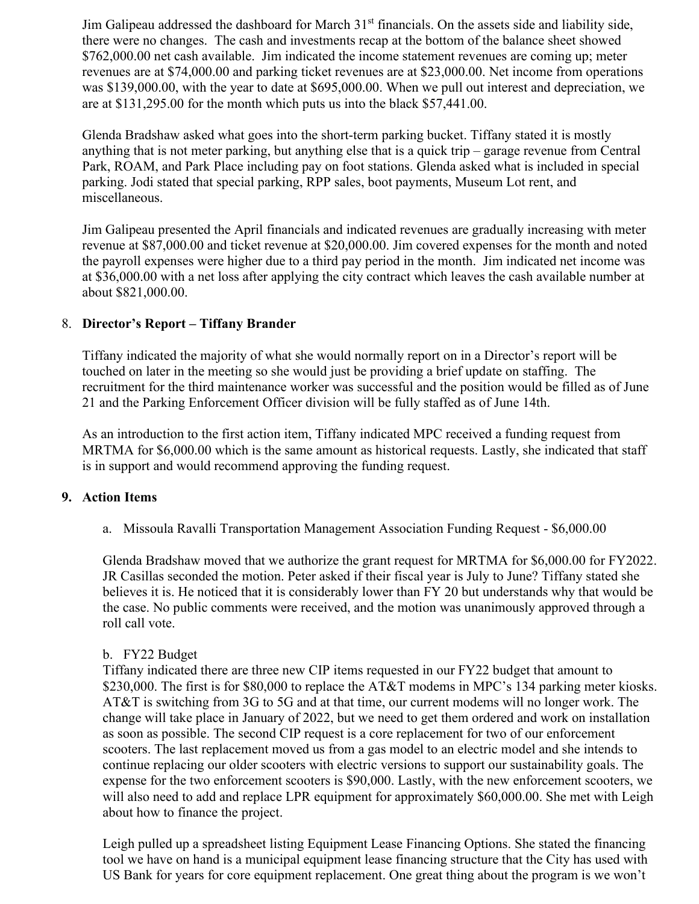Jim Galipeau addressed the dashboard for March 31st financials. On the assets side and liability side, there were no changes. The cash and investments recap at the bottom of the balance sheet showed $762,000.00 net cash available. Jim indicated the income statement revenues are coming up; meter revenues are at $74,000.00 and parking ticket revenues are at $23,000.00. Net income from operations was $139,000.00, with the year to date at $695,000.00. When we pull out interest and depreciation, we are at $131,295.00 for the month which puts us into the black $57,441.00.

Glenda Bradshaw asked what goes into the short-term parking bucket. Tiffany stated it is mostly anything that is not meter parking, but anything else that is a quick trip – garage revenue from Central Park, ROAM, and Park Place including pay on foot stations. Glenda asked what is included in special parking. Jodi stated that special parking, RPP sales, boot payments, Museum Lot rent, and miscellaneous.

Jim Galipeau presented the April financials and indicated revenues are gradually increasing with meter revenue at $87,000.00 and ticket revenue at $20,000.00. Jim covered expenses for the month and noted the payroll expenses were higher due to a third pay period in the month. Jim indicated net income was at $36,000.00 with a net loss after applying the city contract which leaves the cash available number at about $821,000.00.

8. **Director's Report – Tiffany Brander**

Tiffany indicated the majority of what she would normally report on in a Director's report will be touched on later in the meeting so she would just be providing a brief update on staffing. The recruitment for the third maintenance worker was successful and the position would be filled as of June 21 and the Parking Enforcement Officer division will be fully staffed as of June 14th.

As an introduction to the first action item, Tiffany indicated MPC received a funding request from MRTMA for $6,000.00 which is the same amount as historical requests. Lastly, she indicated that staff is in support and would recommend approving the funding request.

9. **Action Items**

a. Missoula Ravalli Transportation Management Association Funding Request - $6,000.00

Glenda Bradshaw moved that we authorize the grant request for MRTMA for $6,000.00 for FY2022. JR Casillas seconded the motion. Peter asked if their fiscal year is July to June? Tiffany stated she believes it is. He noticed that it is considerably lower than FY 20 but understands why that would be the case. No public comments were received, and the motion was unanimously approved through a roll call vote.

b. FY22 Budget

Tiffany indicated there are three new CIP items requested in our FY22 budget that amount to $230,000. The first is for $80,000 to replace the AT&T modems in MPC's 134 parking meter kiosks. AT&T is switching from 3G to 5G and at that time, our current modems will no longer work. The change will take place in January of 2022, but we need to get them ordered and work on installation as soon as possible. The second CIP request is a core replacement for two of our enforcement scooters. The last replacement moved us from a gas model to an electric model and she intends to continue replacing our older scooters with electric versions to support our sustainability goals. The expense for the two enforcement scooters is $90,000. Lastly, with the new enforcement scooters, we will also need to add and replace LPR equipment for approximately $60,000.00. She met with Leigh about how to finance the project.

Leigh pulled up a spreadsheet listing Equipment Lease Financing Options. She stated the financing tool we have on hand is a municipal equipment lease financing structure that the City has used with US Bank for years for core equipment replacement. One great thing about the program is we won't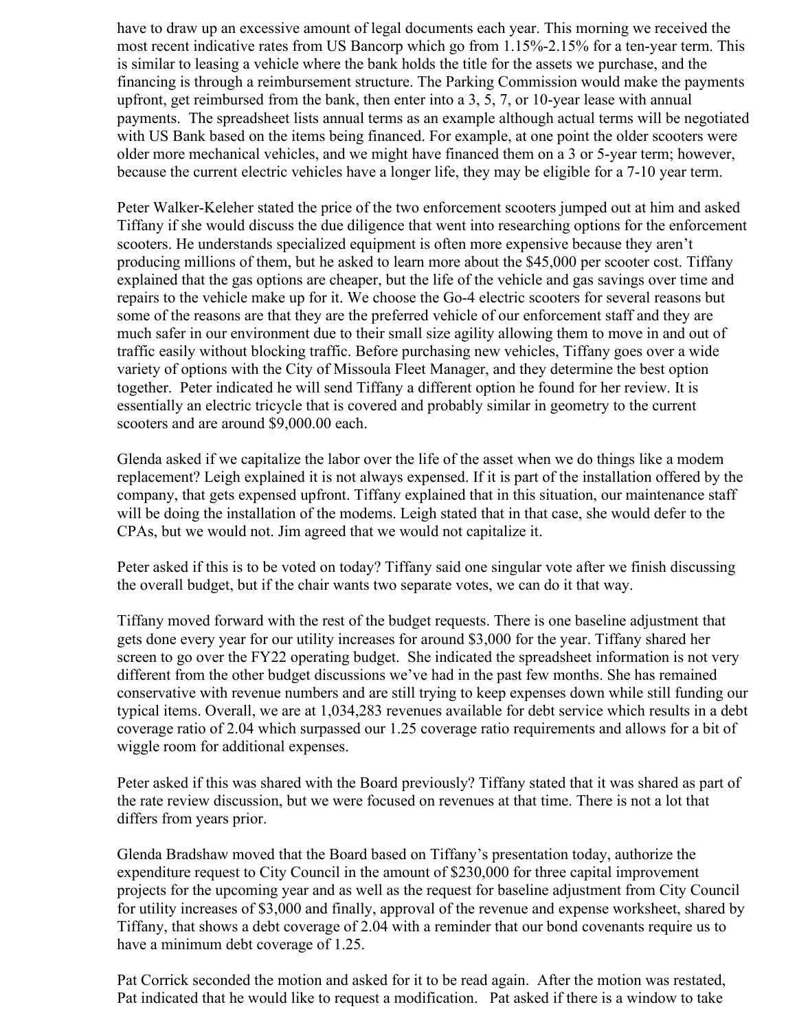have to draw up an excessive amount of legal documents each year. This morning we received the most recent indicative rates from US Bancorp which go from 1.15%-2.15% for a ten-year term. This is similar to leasing a vehicle where the bank holds the title for the assets we purchase, and the financing is through a reimbursement structure. The Parking Commission would make the payments upfront, get reimbursed from the bank, then enter into a 3, 5, 7, or 10-year lease with annual payments. The spreadsheet lists annual terms as an example although actual terms will be negotiated with US Bank based on the items being financed. For example, at one point the older scooters were older more mechanical vehicles, and we might have financed them on a 3 or 5-year term; however, because the current electric vehicles have a longer life, they may be eligible for a 7-10 year term.

Peter Walker-Keleher stated the price of the two enforcement scooters jumped out at him and asked Tiffany if she would discuss the due diligence that went into researching options for the enforcement scooters. He understands specialized equipment is often more expensive because they aren't producing millions of them, but he asked to learn more about the $45,000 per scooter cost. Tiffany explained that the gas options are cheaper, but the life of the vehicle and gas savings over time and repairs to the vehicle make up for it. We choose the Go-4 electric scooters for several reasons but some of the reasons are that they are the preferred vehicle of our enforcement staff and they are much safer in our environment due to their small size agility allowing them to move in and out of traffic easily without blocking traffic. Before purchasing new vehicles, Tiffany goes over a wide variety of options with the City of Missoula Fleet Manager, and they determine the best option together. Peter indicated he will send Tiffany a different option he found for her review. It is essentially an electric tricycle that is covered and probably similar in geometry to the current scooters and are around $9,000.00 each.

Glenda asked if we capitalize the labor over the life of the asset when we do things like a modem replacement? Leigh explained it is not always expensed. If it is part of the installation offered by the company, that gets expensed upfront. Tiffany explained that in this situation, our maintenance staff will be doing the installation of the modems. Leigh stated that in that case, she would defer to the CPAs, but we would not. Jim agreed that we would not capitalize it.

Peter asked if this is to be voted on today? Tiffany said one singular vote after we finish discussing the overall budget, but if the chair wants two separate votes, we can do it that way.

Tiffany moved forward with the rest of the budget requests. There is one baseline adjustment that gets done every year for our utility increases for around $3,000 for the year. Tiffany shared her screen to go over the FY22 operating budget. She indicated the spreadsheet information is not very different from the other budget discussions we've had in the past few months. She has remained conservative with revenue numbers and are still trying to keep expenses down while still funding our typical items. Overall, we are at 1,034,283 revenues available for debt service which results in a debt coverage ratio of 2.04 which surpassed our 1.25 coverage ratio requirements and allows for a bit of wiggle room for additional expenses.

Peter asked if this was shared with the Board previously? Tiffany stated that it was shared as part of the rate review discussion, but we were focused on revenues at that time. There is not a lot that differs from years prior.

Glenda Bradshaw moved that the Board based on Tiffany's presentation today, authorize the expenditure request to City Council in the amount of $230,000 for three capital improvement projects for the upcoming year and as well as the request for baseline adjustment from City Council for utility increases of $3,000 and finally, approval of the revenue and expense worksheet, shared by Tiffany, that shows a debt coverage of 2.04 with a reminder that our bond covenants require us to have a minimum debt coverage of 1.25.

Pat Corrick seconded the motion and asked for it to be read again. After the motion was restated, Pat indicated that he would like to request a modification. Pat asked if there is a window to take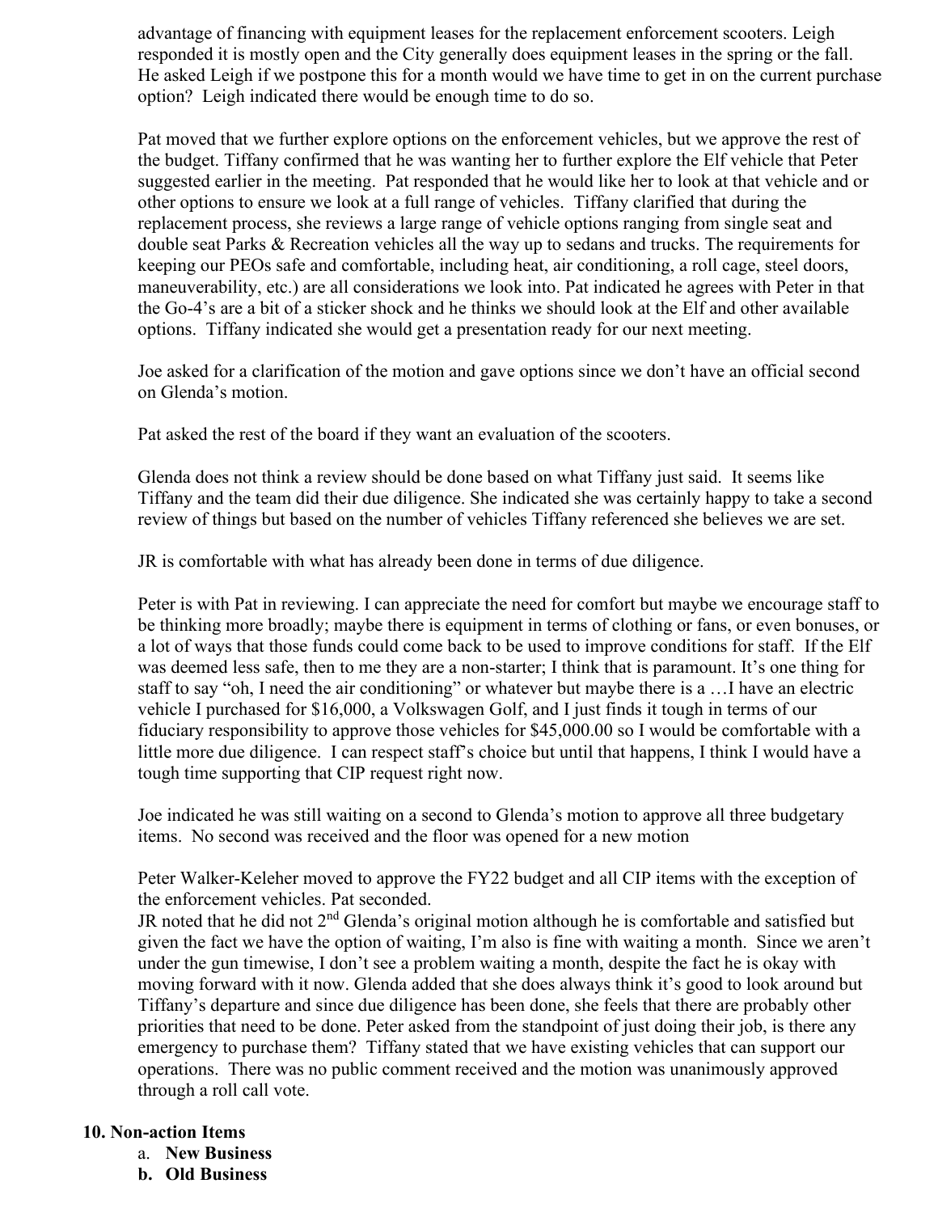advantage of financing with equipment leases for the replacement enforcement scooters. Leigh responded it is mostly open and the City generally does equipment leases in the spring or the fall. He asked Leigh if we postpone this for a month would we have time to get in on the current purchase option? Leigh indicated there would be enough time to do so.

Pat moved that we further explore options on the enforcement vehicles, but we approve the rest of the budget. Tiffany confirmed that he was wanting her to further explore the Elf vehicle that Peter suggested earlier in the meeting. Pat responded that he would like her to look at that vehicle and or other options to ensure we look at a full range of vehicles. Tiffany clarified that during the replacement process, she reviews a large range of vehicle options ranging from single seat and double seat Parks & Recreation vehicles all the way up to sedans and trucks. The requirements for keeping our PEOs safe and comfortable, including heat, air conditioning, a roll cage, steel doors, maneuverability, etc.) are all considerations we look into. Pat indicated he agrees with Peter in that the Go-4's are a bit of a sticker shock and he thinks we should look at the Elf and other available options. Tiffany indicated she would get a presentation ready for our next meeting.

Joe asked for a clarification of the motion and gave options since we don't have an official second on Glenda's motion.

Pat asked the rest of the board if they want an evaluation of the scooters.

Glenda does not think a review should be done based on what Tiffany just said. It seems like Tiffany and the team did their due diligence. She indicated she was certainly happy to take a second review of things but based on the number of vehicles Tiffany referenced she believes we are set.

JR is comfortable with what has already been done in terms of due diligence.

Peter is with Pat in reviewing. I can appreciate the need for comfort but maybe we encourage staff to be thinking more broadly; maybe there is equipment in terms of clothing or fans, or even bonuses, or a lot of ways that those funds could come back to be used to improve conditions for staff. If the Elf was deemed less safe, then to me they are a non-starter; I think that is paramount. It's one thing for staff to say "oh, I need the air conditioning" or whatever but maybe there is a …I have an electric vehicle I purchased for $16,000, a Volkswagen Golf, and I just finds it tough in terms of our fiduciary responsibility to approve those vehicles for $45,000.00 so I would be comfortable with a little more due diligence. I can respect staff's choice but until that happens, I think I would have a tough time supporting that CIP request right now.

Joe indicated he was still waiting on a second to Glenda's motion to approve all three budgetary items. No second was received and the floor was opened for a new motion

Peter Walker-Keleher moved to approve the FY22 budget and all CIP items with the exception of the enforcement vehicles. Pat seconded.
JR noted that he did not 2nd Glenda's original motion although he is comfortable and satisfied but given the fact we have the option of waiting, I'm also is fine with waiting a month. Since we aren't under the gun timewise, I don't see a problem waiting a month, despite the fact he is okay with moving forward with it now. Glenda added that she does always think it's good to look around but Tiffany's departure and since due diligence has been done, she feels that there are probably other priorities that need to be done. Peter asked from the standpoint of just doing their job, is there any emergency to purchase them? Tiffany stated that we have existing vehicles that can support our operations. There was no public comment received and the motion was unanimously approved through a roll call vote.

## 10. Non-action Items

a. **New Business**

b. **Old Business**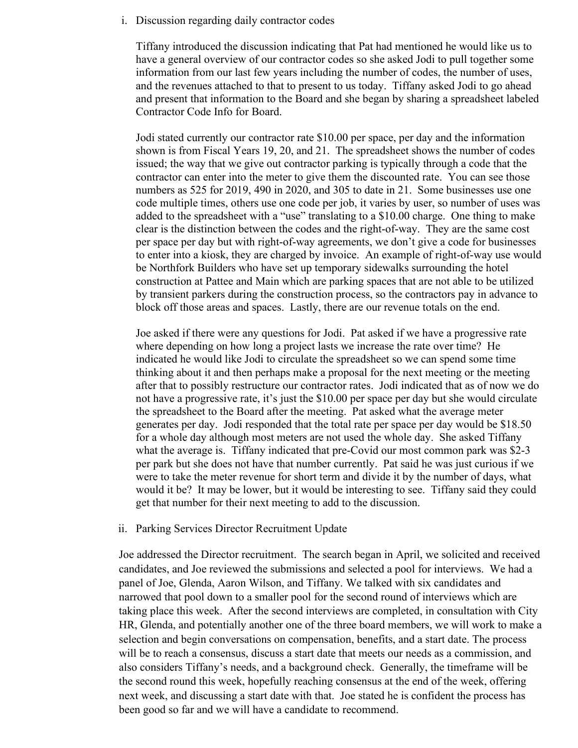i. Discussion regarding daily contractor codes

Tiffany introduced the discussion indicating that Pat had mentioned he would like us to have a general overview of our contractor codes so she asked Jodi to pull together some information from our last few years including the number of codes, the number of uses, and the revenues attached to that to present to us today. Tiffany asked Jodi to go ahead and present that information to the Board and she began by sharing a spreadsheet labeled Contractor Code Info for Board.

Jodi stated currently our contractor rate $10.00 per space, per day and the information shown is from Fiscal Years 19, 20, and 21. The spreadsheet shows the number of codes issued; the way that we give out contractor parking is typically through a code that the contractor can enter into the meter to give them the discounted rate. You can see those numbers as 525 for 2019, 490 in 2020, and 305 to date in 21. Some businesses use one code multiple times, others use one code per job, it varies by user, so number of uses was added to the spreadsheet with a "use" translating to a $10.00 charge. One thing to make clear is the distinction between the codes and the right-of-way. They are the same cost per space per day but with right-of-way agreements, we don't give a code for businesses to enter into a kiosk, they are charged by invoice. An example of right-of-way use would be Northfork Builders who have set up temporary sidewalks surrounding the hotel construction at Pattee and Main which are parking spaces that are not able to be utilized by transient parkers during the construction process, so the contractors pay in advance to block off those areas and spaces. Lastly, there are our revenue totals on the end.

Joe asked if there were any questions for Jodi. Pat asked if we have a progressive rate where depending on how long a project lasts we increase the rate over time? He indicated he would like Jodi to circulate the spreadsheet so we can spend some time thinking about it and then perhaps make a proposal for the next meeting or the meeting after that to possibly restructure our contractor rates. Jodi indicated that as of now we do not have a progressive rate, it's just the $10.00 per space per day but she would circulate the spreadsheet to the Board after the meeting. Pat asked what the average meter generates per day. Jodi responded that the total rate per space per day would be $18.50 for a whole day although most meters are not used the whole day. She asked Tiffany what the average is. Tiffany indicated that pre-Covid our most common park was $2-3 per park but she does not have that number currently. Pat said he was just curious if we were to take the meter revenue for short term and divide it by the number of days, what would it be? It may be lower, but it would be interesting to see. Tiffany said they could get that number for their next meeting to add to the discussion.

ii. Parking Services Director Recruitment Update

Joe addressed the Director recruitment. The search began in April, we solicited and received candidates, and Joe reviewed the submissions and selected a pool for interviews. We had a panel of Joe, Glenda, Aaron Wilson, and Tiffany. We talked with six candidates and narrowed that pool down to a smaller pool for the second round of interviews which are taking place this week. After the second interviews are completed, in consultation with City HR, Glenda, and potentially another one of the three board members, we will work to make a selection and begin conversations on compensation, benefits, and a start date. The process will be to reach a consensus, discuss a start date that meets our needs as a commission, and also considers Tiffany's needs, and a background check. Generally, the timeframe will be the second round this week, hopefully reaching consensus at the end of the week, offering next week, and discussing a start date with that. Joe stated he is confident the process has been good so far and we will have a candidate to recommend.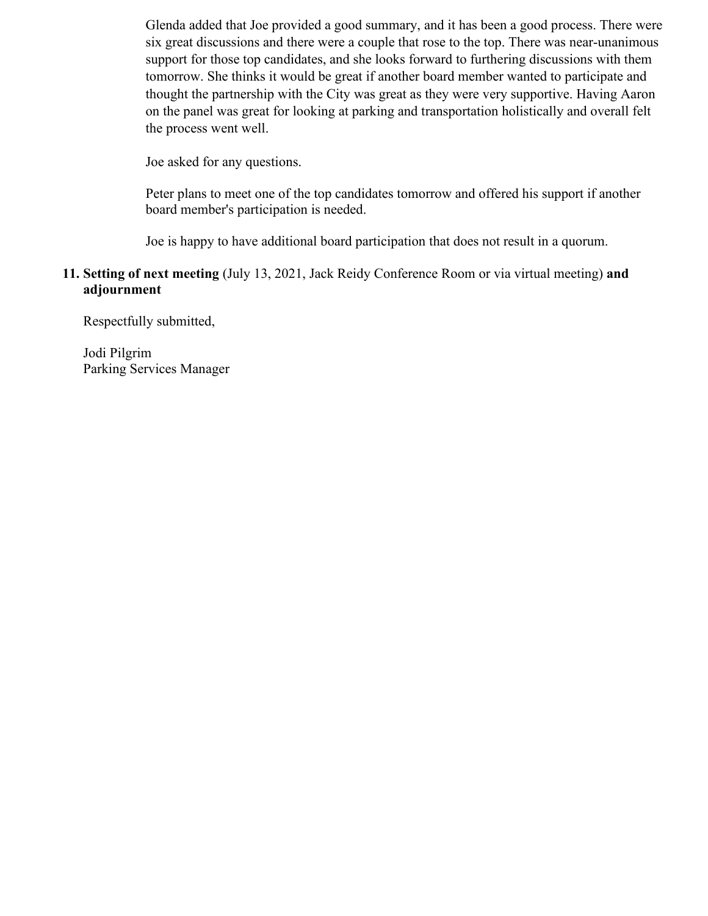Glenda added that Joe provided a good summary, and it has been a good process. There were six great discussions and there were a couple that rose to the top. There was near-unanimous support for those top candidates, and she looks forward to furthering discussions with them tomorrow. She thinks it would be great if another board member wanted to participate and thought the partnership with the City was great as they were very supportive. Having Aaron on the panel was great for looking at parking and transportation holistically and overall felt the process went well.

Joe asked for any questions.

Peter plans to meet one of the top candidates tomorrow and offered his support if another board member's participation is needed.

Joe is happy to have additional board participation that does not result in a quorum.

11. **Setting of next meeting** (July 13, 2021, Jack Reidy Conference Room or via virtual meeting) **and adjournment**

Respectfully submitted,

Jodi Pilgrim
Parking Services Manager